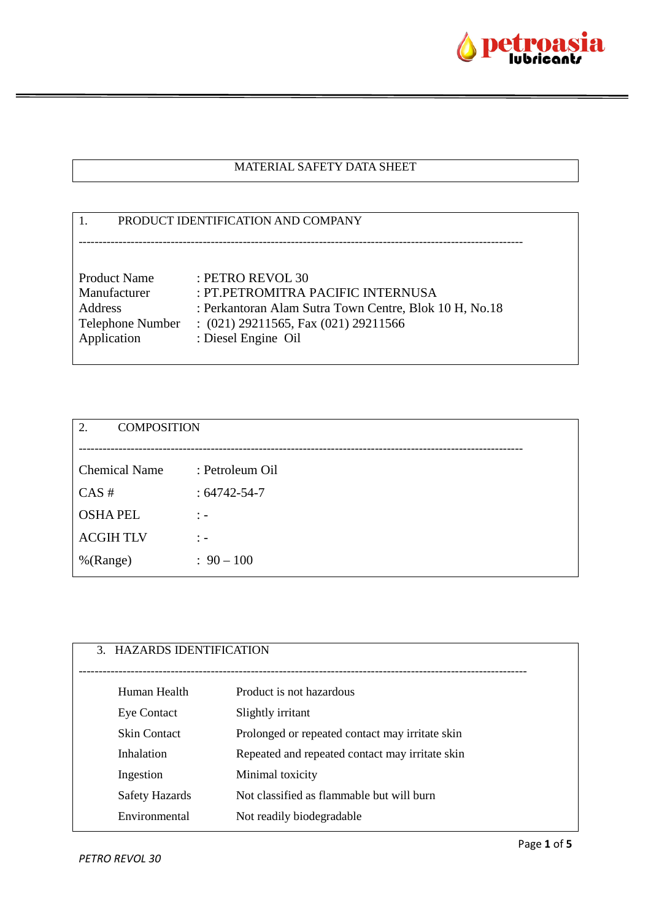# MATERIAL SAFETY DATA SHEET

## 1. PRODUCT IDENTIFICATION AND COMPANY

---

| | |
|---|---|
| Product Name | : PETRO REVOL 30 |
| Manufacturer | : PT.PETROMITRA PACIFIC INTERNUSA |
| Address | : Perkantoran Alam Sutra Town Centre, Blok 10 H, No.18 |
| Telephone Number | : (021) 29211565, Fax (021) 29211566 |
| Application | : Diesel Engine Oil |

## 2. COMPOSITION

---

| | |
|---|---|
| Chemical Name | : Petroleum Oil |
| CAS # | : 64742-54-7 |
| OSHA PEL | : - |
| ACGIH TLV | : - |
| %(Range) | : 90 – 100 |

## 3. HAZARDS IDENTIFICATION

---

| | |
|---|---|
| Human Health | Product is not hazardous |
| Eye Contact | Slightly irritant |
| Skin Contact | Prolonged or repeated contact may irritate skin |
| Inhalation | Repeated and repeated contact may irritate skin |
| Ingestion | Minimal toxicity |
| Safety Hazards | Not classified as flammable but will burn |
| Environmental | Not readily biodegradable |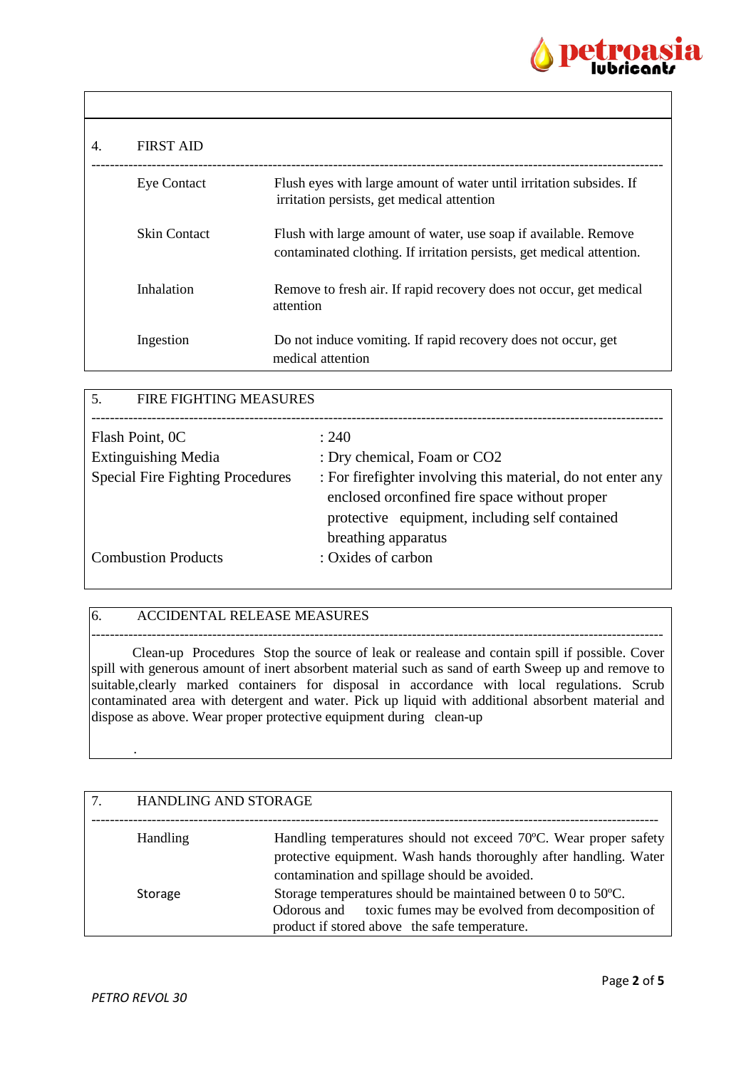## 4. FIRST AID

| | |
|---|---|
| Eye Contact | Flush eyes with large amount of water until irritation subsides. If irritation persists, get medical attention |
| Skin Contact | Flush with large amount of water, use soap if available. Remove contaminated clothing. If irritation persists, get medical attention. |
| Inhalation | Remove to fresh air. If rapid recovery does not occur, get medical attention |
| Ingestion | Do not induce vomiting. If rapid recovery does not occur, get medical attention |

## 5. FIRE FIGHTING MEASURES

| | |
|---|---|
| Flash Point, 0C | : 240 |
| Extinguishing Media | : Dry chemical, Foam or $CO_2$ |
| Special Fire Fighting Procedures | : For firefighter involving this material, do not enter any enclosed orconfined fire space without proper protective equipment, including self contained breathing apparatus |
| Combustion Products | : Oxides of carbon |

## 6. ACCIDENTAL RELEASE MEASURES

Clean-up Procedures Stop the source of leak or realease and contain spill if possible. Cover spill with generous amount of inert absorbent material such as sand of earth Sweep up and remove to suitable,clearly marked containers for disposal in accordance with local regulations. Scrub contaminated area with detergent and water. Pick up liquid with additional absorbent material and dispose as above. Wear proper protective equipment during clean-up

.

## 7. HANDLING AND STORAGE

| | |
|---|---|
| Handling | Handling temperatures should not exceed 70ºC. Wear proper safety protective equipment. Wash hands thoroughly after handling. Water contamination and spillage should be avoided. |
| Storage | Storage temperatures should be maintained between 0 to 50ºC. Odorous and toxic fumes may be evolved from decomposition of product if stored above the safe temperature. |

*PETRO REVOL 30*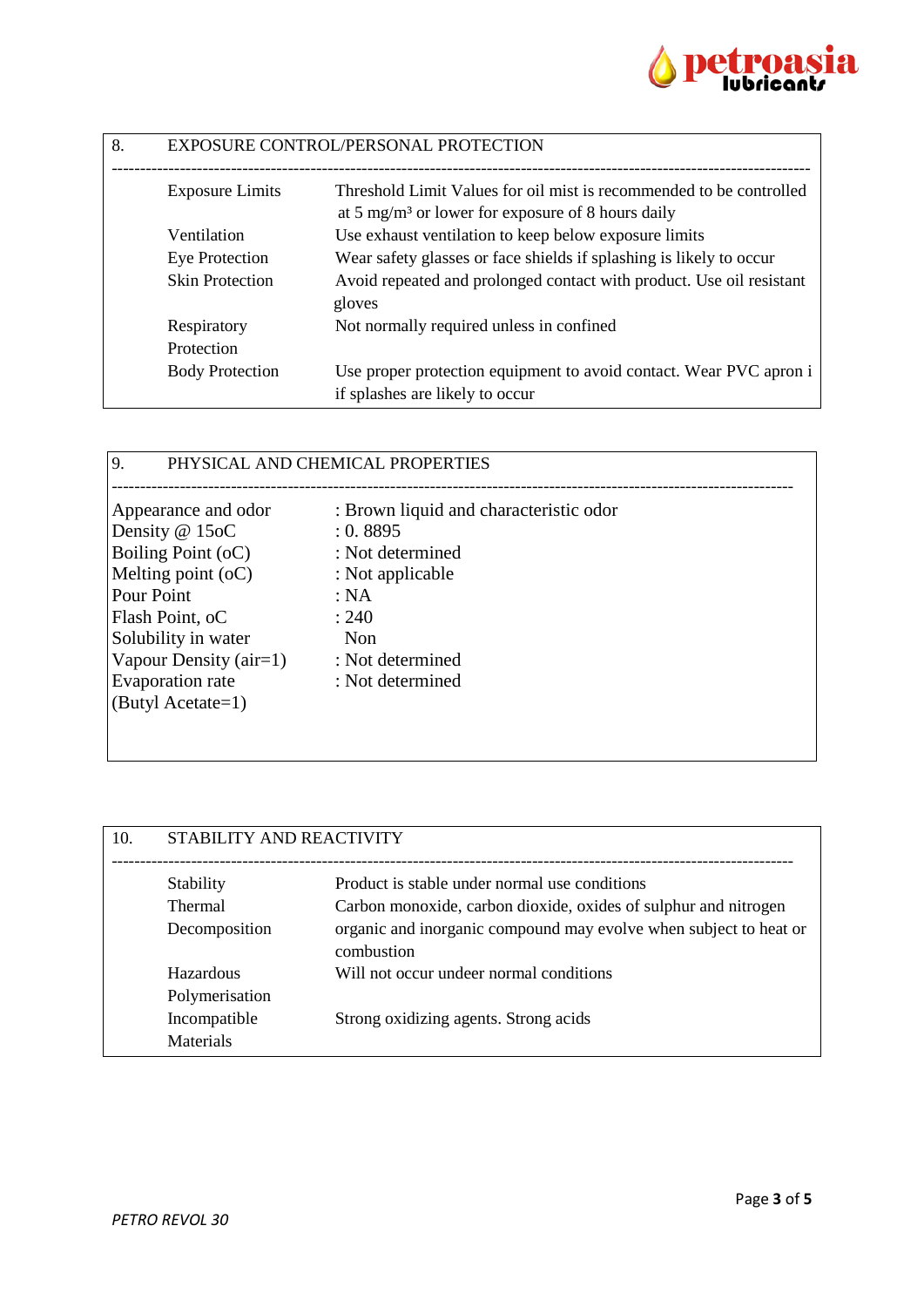## 8. EXPOSURE CONTROL/PERSONAL PROTECTION

| | |
|---|---|
| Exposure Limits | Threshold Limit Values for oil mist is recommended to be controlled at 5 mg/m³ or lower for exposure of 8 hours daily |
| Ventilation | Use exhaust ventilation to keep below exposure limits |
| Eye Protection | Wear safety glasses or face shields if splashing is likely to occur |
| Skin Protection | Avoid repeated and prolonged contact with product. Use oil resistant gloves |
| Respiratory Protection | Not normally required unless in confined |
| Body Protection | Use proper protection equipment to avoid contact. Wear PVC apron i if splashes are likely to occur |

## 9. PHYSICAL AND CHEMICAL PROPERTIES

| | |
|---|---|
| Appearance and odor | : Brown liquid and characteristic odor |
| Density @ 15oC | : 0. 8895 |
| Boiling Point (oC) | : Not determined |
| Melting point (oC) | : Not applicable |
| Pour Point | : NA |
| Flash Point, oC | : 240 |
| Solubility in water | Non |
| Vapour Density (air=1) | : Not determined |
| Evaporation rate (Butyl Acetate=1) | : Not determined |

## 10. STABILITY AND REACTIVITY

| | |
|---|---|
| Stability | Product is stable under normal use conditions |
| Thermal Decomposition | Carbon monoxide, carbon dioxide, oxides of sulphur and nitrogen organic and inorganic compound may evolve when subject to heat or combustion |
| Hazardous Polymerisation | Will not occur undeer normal conditions |
| Incompatible Materials | Strong oxidizing agents. Strong acids |

*PETRO REVOL 30*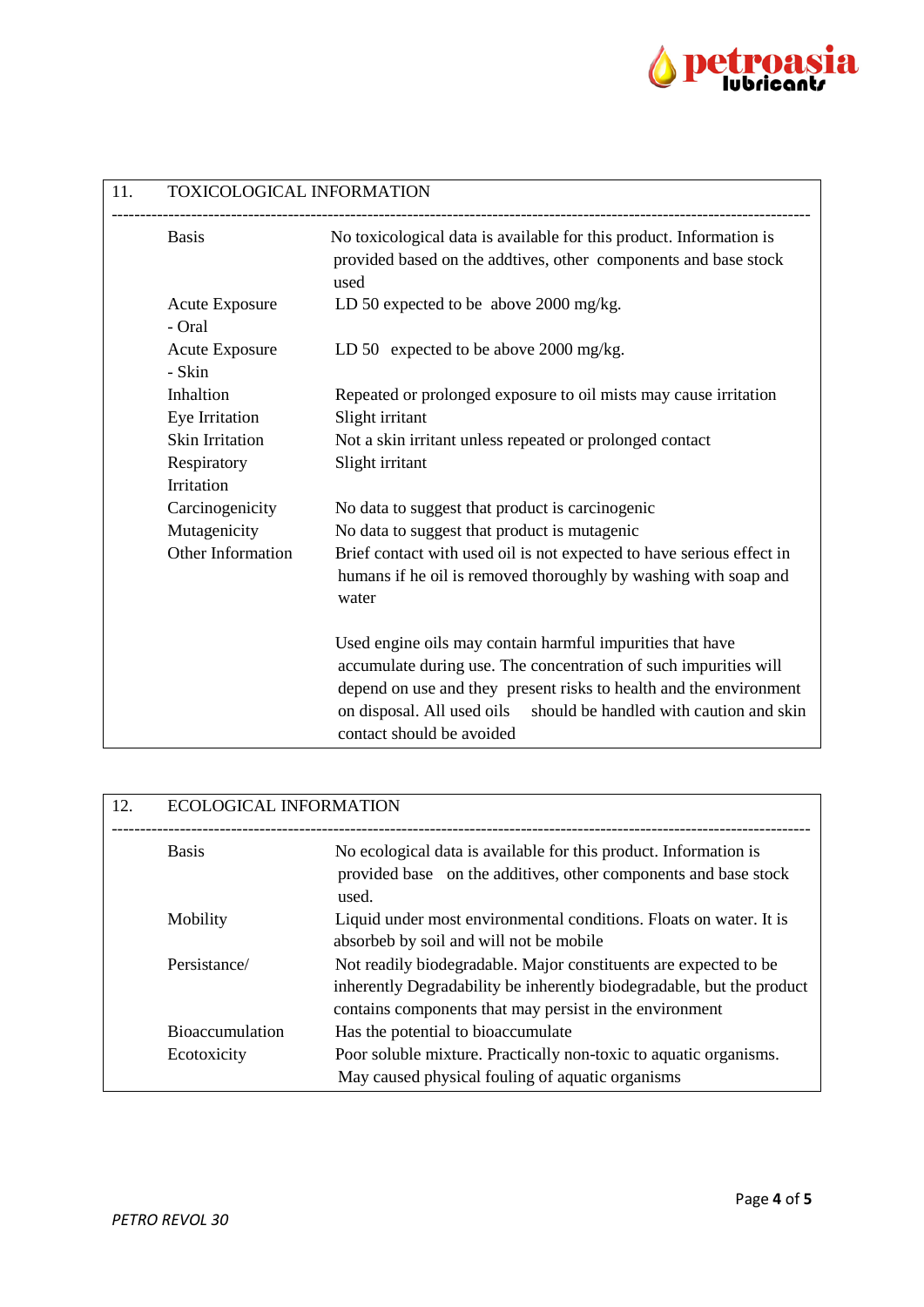## 11. TOXICOLOGICAL INFORMATION

| | |
|---|---|
| Basis | No toxicological data is available for this product. Information is provided based on the addtives, other components and base stock used |
| Acute Exposure - Oral | LD 50 expected to be above 2000 mg/kg. |
| Acute Exposure - Skin | LD 50 expected to be above 2000 mg/kg. |
| Inhaltion | Repeated or prolonged exposure to oil mists may cause irritation |
| Eye Irritation | Slight irritant |
| Skin Irritation | Not a skin irritant unless repeated or prolonged contact |
| Respiratory Irritation | Slight irritant |
| Carcinogenicity | No data to suggest that product is carcinogenic |
| Mutagenicity | No data to suggest that product is mutagenic |
| Other Information | Brief contact with used oil is not expected to have serious effect in humans if he oil is removed thoroughly by washing with soap and water<br><br>Used engine oils may contain harmful impurities that have accumulate during use. The concentration of such impurities will depend on use and they present risks to health and the environment on disposal. All used oils should be handled with caution and skin contact should be avoided |

## 12. ECOLOGICAL INFORMATION

| | |
|---|---|
| Basis | No ecological data is available for this product. Information is provided base on the additives, other components and base stock used. |
| Mobility | Liquid under most environmental conditions. Floats on water. It is absorbeb by soil and will not be mobile |
| Persistance/ | Not readily biodegradable. Major constituents are expected to be inherently Degradability be inherently biodegradable, but the product contains components that may persist in the environment |
| Bioaccumulation | Has the potential to bioaccumulate |
| Ecotoxicity | Poor soluble mixture. Practically non-toxic to aquatic organisms. May caused physical fouling of aquatic organisms |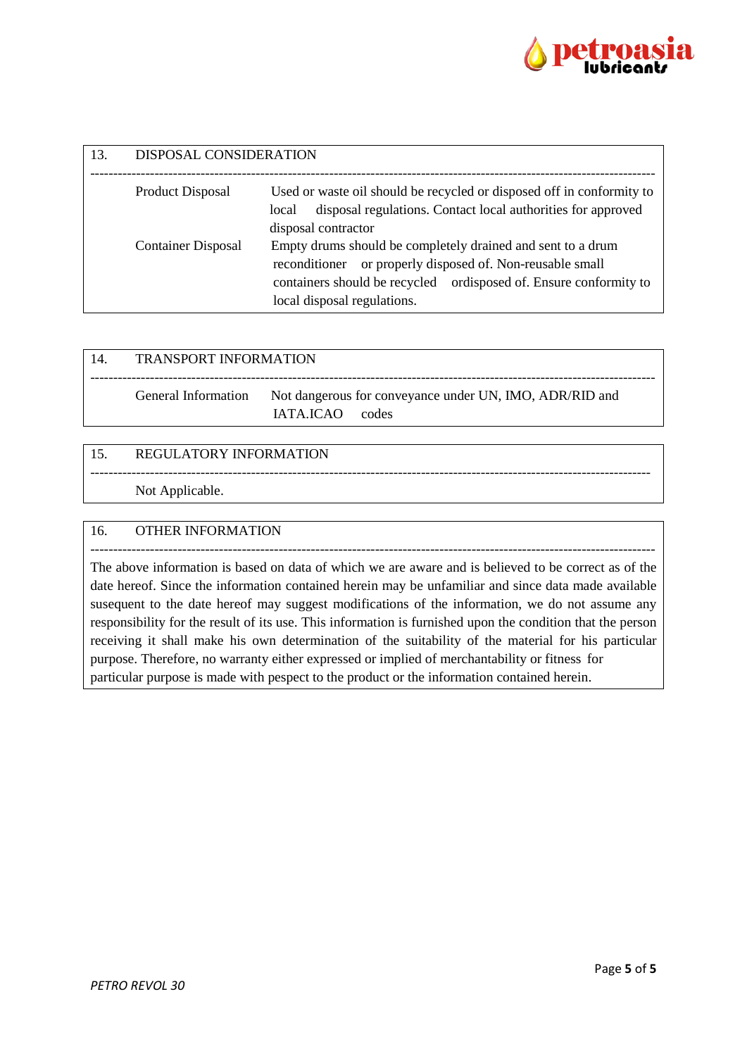## 13. DISPOSAL CONSIDERATION

| | |
|---|---|
| Product Disposal | Used or waste oil should be recycled or disposed off in conformity to local disposal regulations. Contact local authorities for approved disposal contractor |
| Container Disposal | Empty drums should be completely drained and sent to a drum reconditioner or properly disposed of. Non-reusable small containers should be recycled ordisposed of. Ensure conformity to local disposal regulations. |

## 14. TRANSPORT INFORMATION

| | |
|---|---|
| General Information | Not dangerous for conveyance under UN, IMO, ADR/RID and IATA.ICAO codes |

## 15. REGULATORY INFORMATION

Not Applicable.

## 16. OTHER INFORMATION

The above information is based on data of which we are aware and is believed to be correct as of the date hereof. Since the information contained herein may be unfamiliar and since data made available susequent to the date hereof may suggest modifications of the information, we do not assume any responsibility for the result of its use. This information is furnished upon the condition that the person receiving it shall make his own determination of the suitability of the material for his particular purpose. Therefore, no warranty either expressed or implied of merchantability or fitness for particular purpose is made with pespect to the product or the information contained herein.